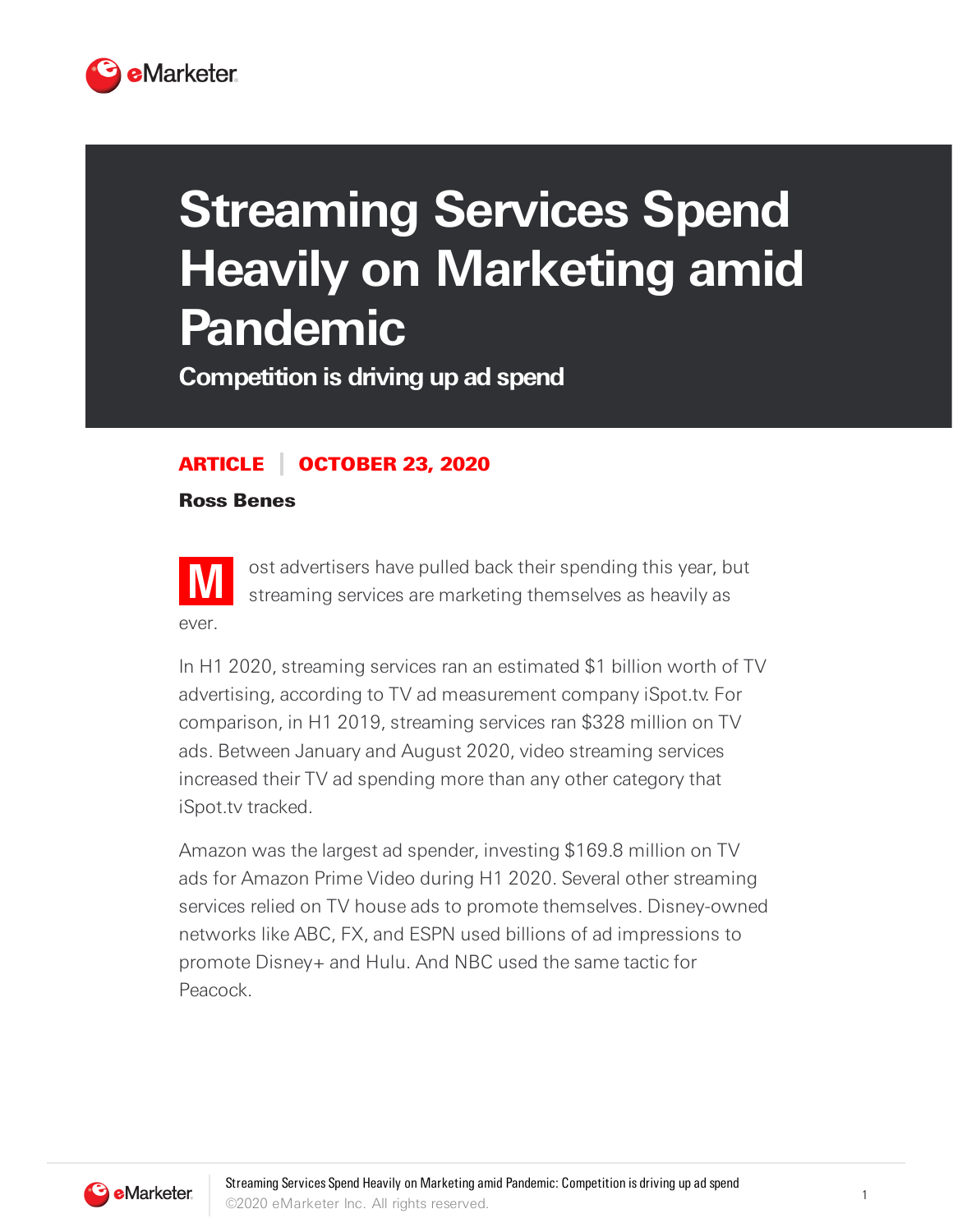# Streaming Services Spend Heavily on Marketing amid Pandemic

**Competition is driving up ad spend**

**ARTICLE | OCTOBER 23, 2020**

**Ross Benes**

Most advertisers have pulled back their spending this year, but streaming services are marketing themselves as heavily as ever.

In H1 2020, streaming services ran an estimated $1 billion worth of TV advertising, according to TV ad measurement company iSpot.tv. For comparison, in H1 2019, streaming services ran $328 million on TV ads. Between January and August 2020, video streaming services increased their TV ad spending more than any other category that iSpot.tv tracked.

Amazon was the largest ad spender, investing $169.8 million on TV ads for Amazon Prime Video during H1 2020. Several other streaming services relied on TV house ads to promote themselves. Disney-owned networks like ABC, FX, and ESPN used billions of ad impressions to promote Disney+ and Hulu. And NBC used the same tactic for Peacock.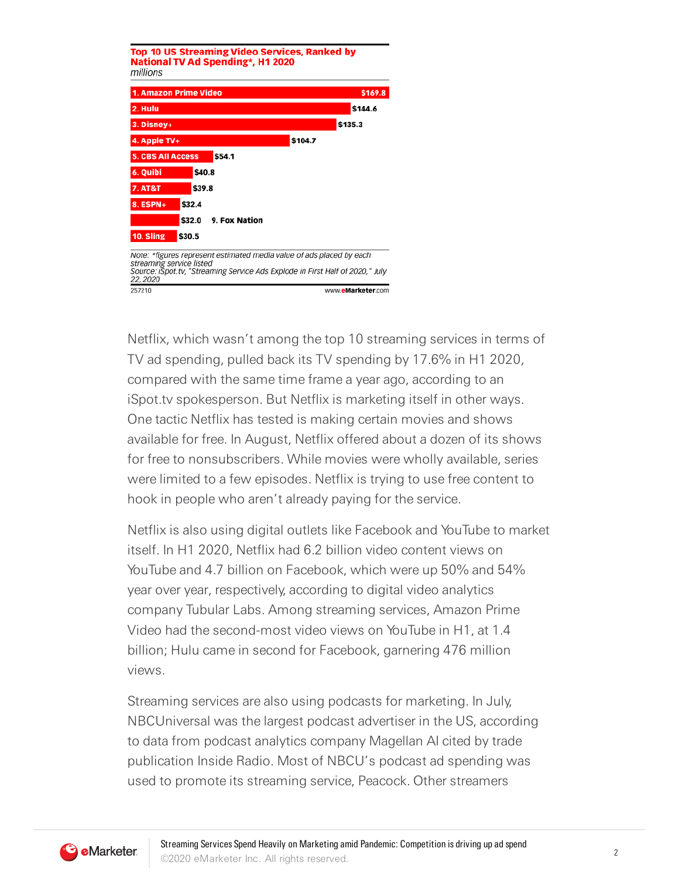**Top 10 US Streaming Video Services, Ranked by National TV Ad Spending*, H1 2020**
*millions*

| Rank | Service | Ad Spending |
|---|---|---|
| 1 | Amazon Prime Video | $169.8 |
| 2 | Hulu | $144.6 |
| 3 | Disney+ | $135.3 |
| 4 | Apple TV+ | $104.7 |
| 5 | CBS All Access | $54.1 |
| 6 | Quibi | $40.8 |
| 7 | AT&T | $39.8 |
| 8 | ESPN+ | $32.4 |
| 9 | Fox Nation | $32.0 |
| 10 | Sling | $30.5 |

Note: *figures represent estimated media value of ads placed by each streaming service listed
Source: iSpot.tv, "Streaming Service Ads Explode in First Half of 2020," July 22, 2020
257210 www.eMarketer.com

Netflix, which wasn't among the top 10 streaming services in terms of TV ad spending, pulled back its TV spending by 17.6% in H1 2020, compared with the same time frame a year ago, according to an iSpot.tv spokesperson. But Netflix is marketing itself in other ways. One tactic Netflix has tested is making certain movies and shows available for free. In August, Netflix offered about a dozen of its shows for free to nonsubscribers. While movies were wholly available, series were limited to a few episodes. Netflix is trying to use free content to hook in people who aren't already paying for the service.

Netflix is also using digital outlets like Facebook and YouTube to market itself. In H1 2020, Netflix had 6.2 billion video content views on YouTube and 4.7 billion on Facebook, which were up 50% and 54% year over year, respectively, according to digital video analytics company Tubular Labs. Among streaming services, Amazon Prime Video had the second-most video views on YouTube in H1, at 1.4 billion; Hulu came in second for Facebook, garnering 476 million views.

Streaming services are also using podcasts for marketing. In July, NBCUniversal was the largest podcast advertiser in the US, according to data from podcast analytics company Magellan AI cited by trade publication Inside Radio. Most of NBCU's podcast ad spending was used to promote its streaming service, Peacock. Other streamers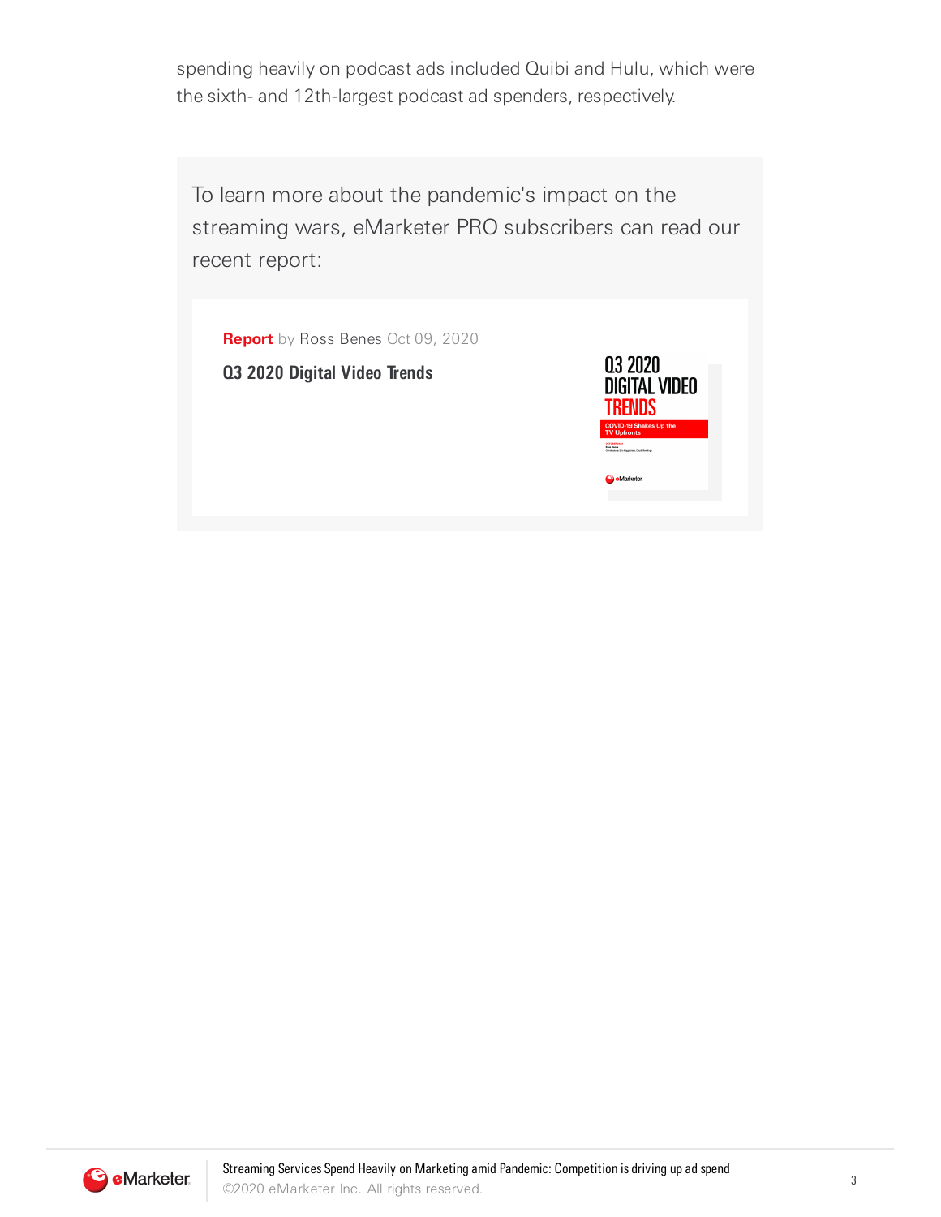spending heavily on podcast ads included Quibi and Hulu, which were the sixth- and 12th-largest podcast ad spenders, respectively.

To learn more about the pandemic's impact on the streaming wars, eMarketer PRO subscribers can read our recent report:

**Report** by Ross Benes Oct 09, 2020

**Q3 2020 Digital Video Trends**